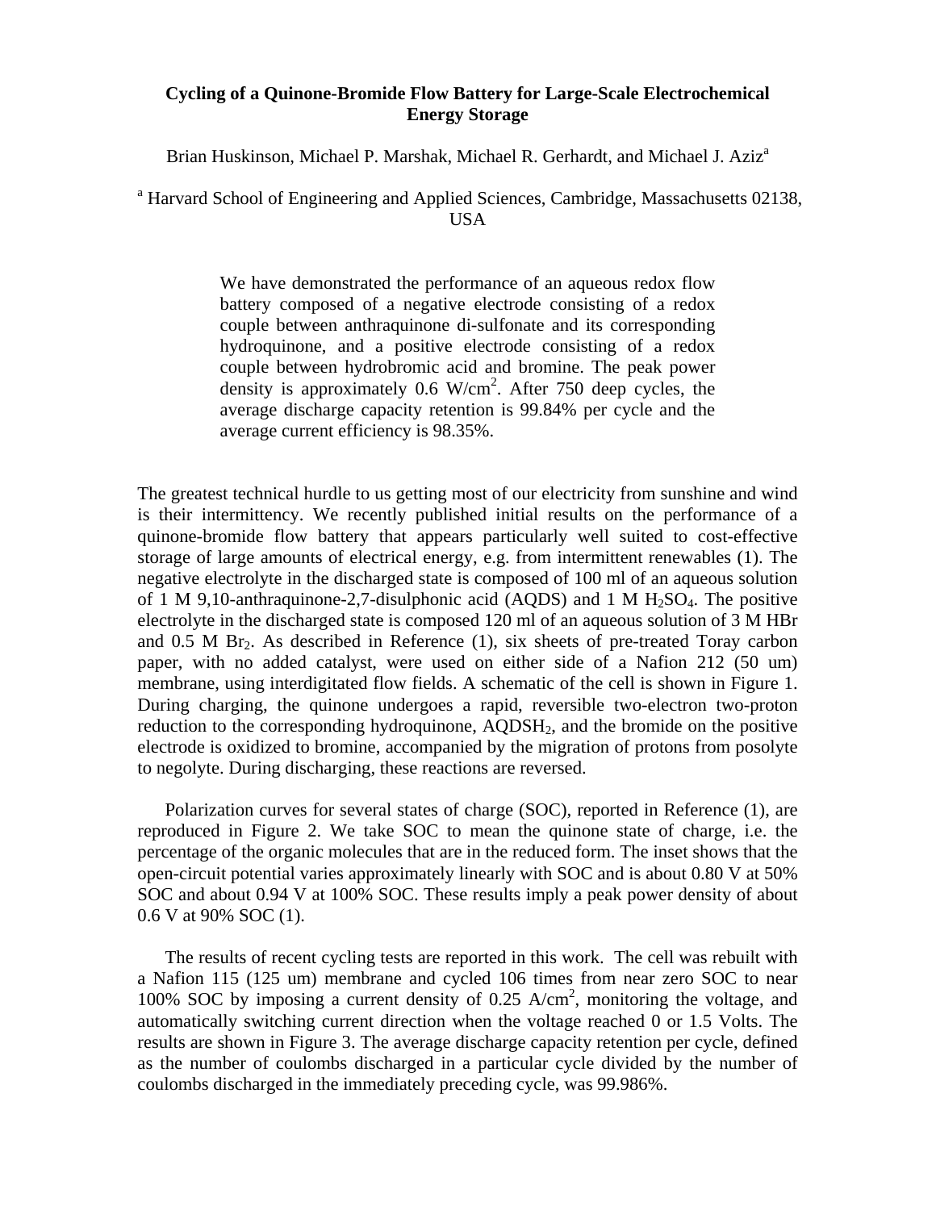# Cycling of a Quinone-Bromide Flow Battery for Large-Scale Electrochemical Energy Storage

Brian Huskinson, Michael P. Marshak, Michael R. Gerhardt, and Michael J. Aziz[a]

[a] Harvard School of Engineering and Applied Sciences, Cambridge, Massachusetts 02138, USA

> We have demonstrated the performance of an aqueous redox flow battery composed of a negative electrode consisting of a redox couple between anthraquinone di-sulfonate and its corresponding hydroquinone, and a positive electrode consisting of a redox couple between hydrobromic acid and bromine. The peak power density is approximately 0.6 W/cm$^2$. After 750 deep cycles, the average discharge capacity retention is 99.84% per cycle and the average current efficiency is 98.35%.

The greatest technical hurdle to us getting most of our electricity from sunshine and wind is their intermittency. We recently published initial results on the performance of a quinone-bromide flow battery that appears particularly well suited to cost-effective storage of large amounts of electrical energy, e.g. from intermittent renewables (1). The negative electrolyte in the discharged state is composed of 100 ml of an aqueous solution of 1 M 9,10-anthraquinone-2,7-disulphonic acid (AQDS) and 1 M $H_2SO_4$. The positive electrolyte in the discharged state is composed 120 ml of an aqueous solution of 3 M HBr and 0.5 M $Br_2$. As described in Reference (1), six sheets of pre-treated Toray carbon paper, with no added catalyst, were used on either side of a Nafion 212 (50 um) membrane, using interdigitated flow fields. A schematic of the cell is shown in Figure 1. During charging, the quinone undergoes a rapid, reversible two-electron two-proton reduction to the corresponding hydroquinone, $AQDSH_2$, and the bromide on the positive electrode is oxidized to bromine, accompanied by the migration of protons from posolyte to negolyte. During discharging, these reactions are reversed.

Polarization curves for several states of charge (SOC), reported in Reference (1), are reproduced in Figure 2. We take SOC to mean the quinone state of charge, i.e. the percentage of the organic molecules that are in the reduced form. The inset shows that the open-circuit potential varies approximately linearly with SOC and is about 0.80 V at 50% SOC and about 0.94 V at 100% SOC. These results imply a peak power density of about 0.6 V at 90% SOC (1).

The results of recent cycling tests are reported in this work. The cell was rebuilt with a Nafion 115 (125 um) membrane and cycled 106 times from near zero SOC to near 100% SOC by imposing a current density of 0.25 A/cm$^2$, monitoring the voltage, and automatically switching current direction when the voltage reached 0 or 1.5 Volts. The results are shown in Figure 3. The average discharge capacity retention per cycle, defined as the number of coulombs discharged in a particular cycle divided by the number of coulombs discharged in the immediately preceding cycle, was 99.986%.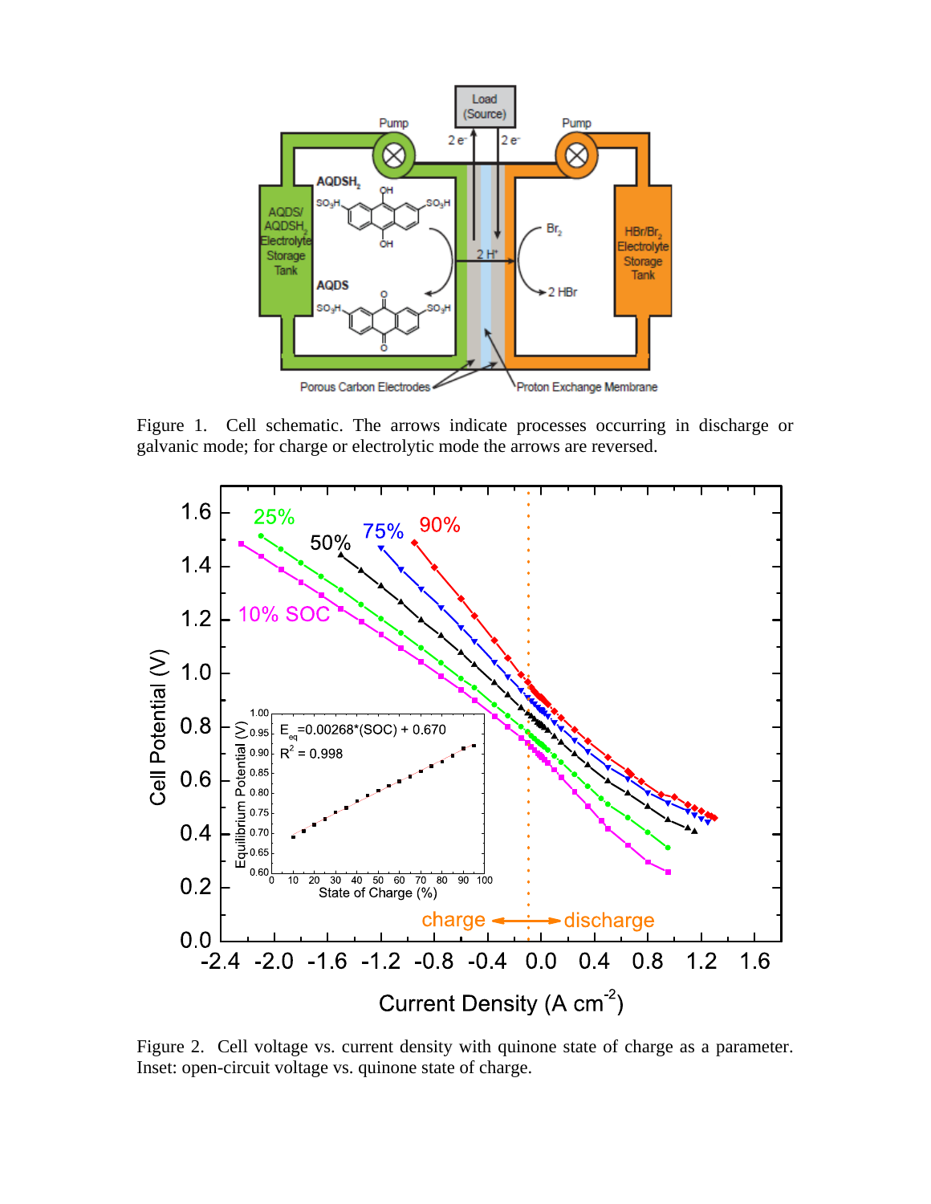Figure 1. Cell schematic. The arrows indicate processes occurring in discharge or galvanic mode; for charge or electrolytic mode the arrows are reversed.

Figure 2. Cell voltage vs. current density with quinone state of charge as a parameter. Inset: open-circuit voltage vs. quinone state of charge.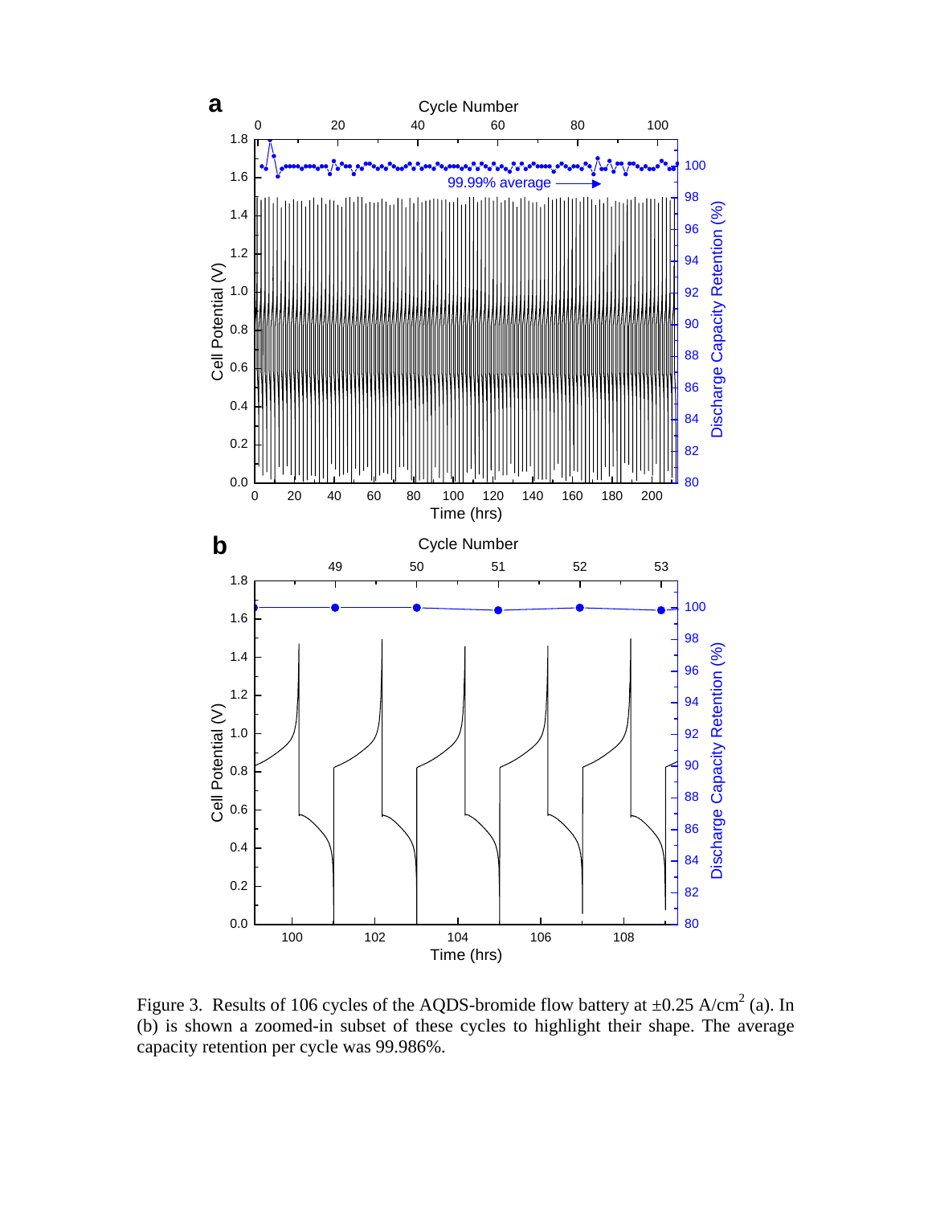Figure 3. Results of 106 cycles of the AQDS-bromide flow battery at ±0.25 A/cm$^2$ (a). In (b) is shown a zoomed-in subset of these cycles to highlight their shape. The average capacity retention per cycle was 99.986%.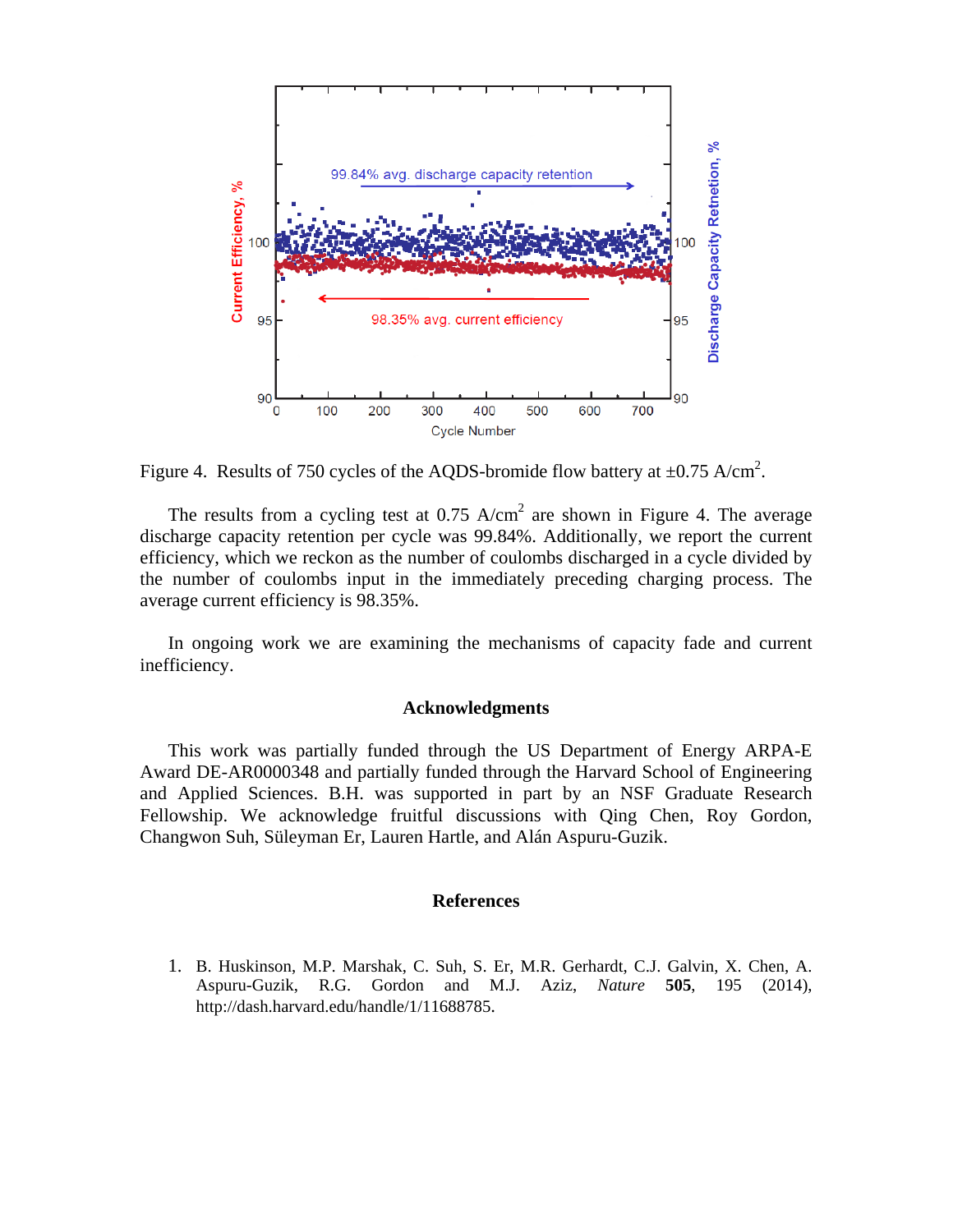Current Efficiency, %

Discharge Capacity Retnetion, %

99.84% avg. discharge capacity retention

98.35% avg. current efficiency

100

95

90

100

95

90

0 100 200 300 400 500 600 700

Cycle Number

Figure 4. Results of 750 cycles of the AQDS-bromide flow battery at ±0.75 A/cm$^2$.

The results from a cycling test at 0.75 A/cm$^2$ are shown in Figure 4. The average discharge capacity retention per cycle was 99.84%. Additionally, we report the current efficiency, which we reckon as the number of coulombs discharged in a cycle divided by the number of coulombs input in the immediately preceding charging process. The average current efficiency is 98.35%.

In ongoing work we are examining the mechanisms of capacity fade and current inefficiency.

## Acknowledgments

This work was partially funded through the US Department of Energy ARPA-E Award DE-AR0000348 and partially funded through the Harvard School of Engineering and Applied Sciences. B.H. was supported in part by an NSF Graduate Research Fellowship. We acknowledge fruitful discussions with Qing Chen, Roy Gordon, Changwon Suh, Süleyman Er, Lauren Hartle, and Alán Aspuru-Guzik.

## References

1. B. Huskinson, M.P. Marshak, C. Suh, S. Er, M.R. Gerhardt, C.J. Galvin, X. Chen, A. Aspuru-Guzik, R.G. Gordon and M.J. Aziz, *Nature* **505**, 195 (2014), http://dash.harvard.edu/handle/1/11688785.